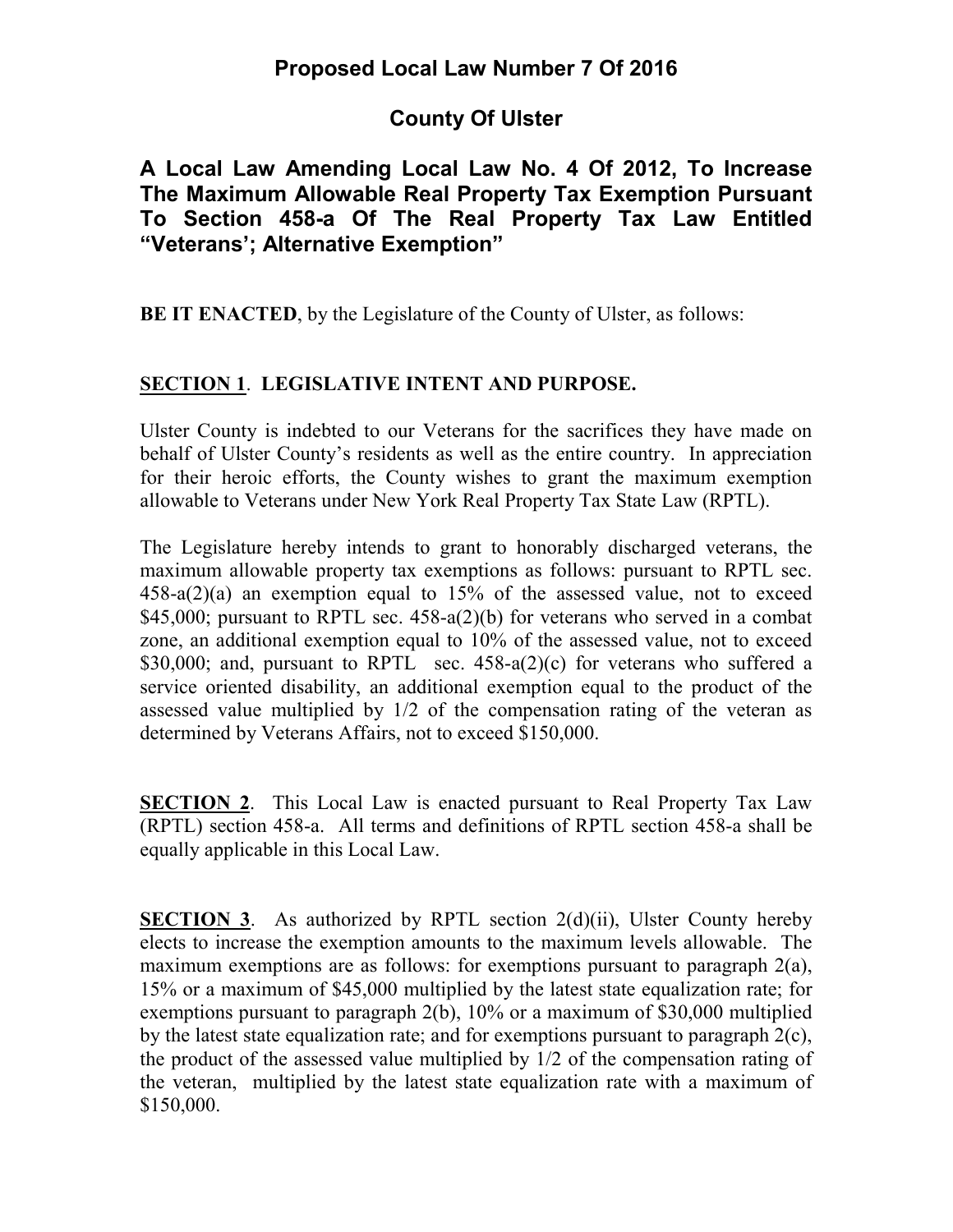# Proposed Local Law Number 7 Of 2016

## County Of Ulster

### A Local Law Amending Local Law No. 4 Of 2012, To Increase The Maximum Allowable Real Property Tax Exemption Pursuant To Section 458-a Of The Real Property Tax Law Entitled "Veterans'; Alternative Exemption"

**BE IT ENACTED**, by the Legislature of the County of Ulster, as follows:

**SECTION 1. LEGISLATIVE INTENT AND PURPOSE.**

Ulster County is indebted to our Veterans for the sacrifices they have made on behalf of Ulster County's residents as well as the entire country. In appreciation for their heroic efforts, the County wishes to grant the maximum exemption allowable to Veterans under New York Real Property Tax State Law (RPTL).

The Legislature hereby intends to grant to honorably discharged veterans, the maximum allowable property tax exemptions as follows: pursuant to RPTL sec. 458-a(2)(a) an exemption equal to 15% of the assessed value, not to exceed $45,000; pursuant to RPTL sec. 458-a(2)(b) for veterans who served in a combat zone, an additional exemption equal to 10% of the assessed value, not to exceed $30,000; and, pursuant to RPTL sec. 458-a(2)(c) for veterans who suffered a service oriented disability, an additional exemption equal to the product of the assessed value multiplied by 1/2 of the compensation rating of the veteran as determined by Veterans Affairs, not to exceed $150,000.

**SECTION 2**. This Local Law is enacted pursuant to Real Property Tax Law (RPTL) section 458-a. All terms and definitions of RPTL section 458-a shall be equally applicable in this Local Law.

**SECTION 3**. As authorized by RPTL section 2(d)(ii), Ulster County hereby elects to increase the exemption amounts to the maximum levels allowable. The maximum exemptions are as follows: for exemptions pursuant to paragraph 2(a), 15% or a maximum of $45,000 multiplied by the latest state equalization rate; for exemptions pursuant to paragraph 2(b), 10% or a maximum of $30,000 multiplied by the latest state equalization rate; and for exemptions pursuant to paragraph 2(c), the product of the assessed value multiplied by 1/2 of the compensation rating of the veteran, multiplied by the latest state equalization rate with a maximum of $150,000.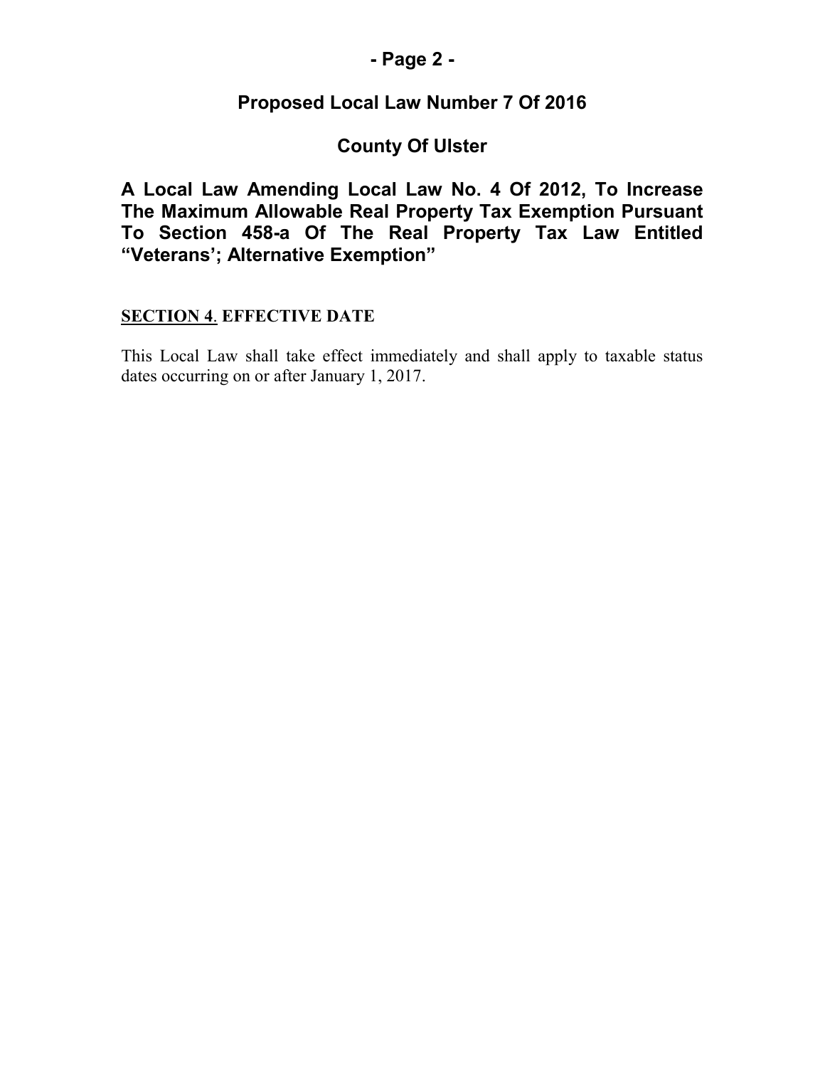**SECTION 4. EFFECTIVE DATE**

This Local Law shall take effect immediately and shall apply to taxable status dates occurring on or after January 1, 2017.